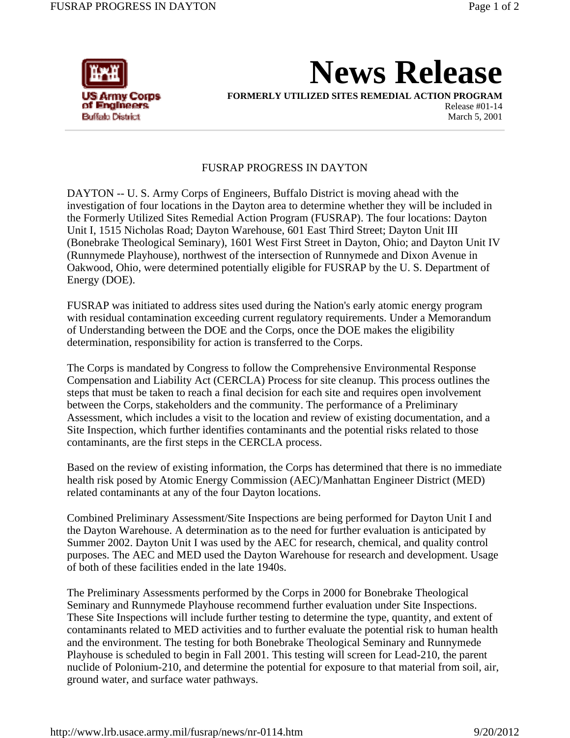US Army Corps of Engineers
Buffalo District

# News Release

**FORMERLY UTILIZED SITES REMEDIAL ACTION PROGRAM**

Release #01-14
March 5, 2001

---

## FUSRAP PROGRESS IN DAYTON

DAYTON -- U. S. Army Corps of Engineers, Buffalo District is moving ahead with the investigation of four locations in the Dayton area to determine whether they will be included in the Formerly Utilized Sites Remedial Action Program (FUSRAP). The four locations: Dayton Unit I, 1515 Nicholas Road; Dayton Warehouse, 601 East Third Street; Dayton Unit III (Bonebrake Theological Seminary), 1601 West First Street in Dayton, Ohio; and Dayton Unit IV (Runnymede Playhouse), northwest of the intersection of Runnymede and Dixon Avenue in Oakwood, Ohio, were determined potentially eligible for FUSRAP by the U. S. Department of Energy (DOE).

FUSRAP was initiated to address sites used during the Nation's early atomic energy program with residual contamination exceeding current regulatory requirements. Under a Memorandum of Understanding between the DOE and the Corps, once the DOE makes the eligibility determination, responsibility for action is transferred to the Corps.

The Corps is mandated by Congress to follow the Comprehensive Environmental Response Compensation and Liability Act (CERCLA) Process for site cleanup. This process outlines the steps that must be taken to reach a final decision for each site and requires open involvement between the Corps, stakeholders and the community. The performance of a Preliminary Assessment, which includes a visit to the location and review of existing documentation, and a Site Inspection, which further identifies contaminants and the potential risks related to those contaminants, are the first steps in the CERCLA process.

Based on the review of existing information, the Corps has determined that there is no immediate health risk posed by Atomic Energy Commission (AEC)/Manhattan Engineer District (MED) related contaminants at any of the four Dayton locations.

Combined Preliminary Assessment/Site Inspections are being performed for Dayton Unit I and the Dayton Warehouse. A determination as to the need for further evaluation is anticipated by Summer 2002. Dayton Unit I was used by the AEC for research, chemical, and quality control purposes. The AEC and MED used the Dayton Warehouse for research and development. Usage of both of these facilities ended in the late 1940s.

The Preliminary Assessments performed by the Corps in 2000 for Bonebrake Theological Seminary and Runnymede Playhouse recommend further evaluation under Site Inspections. These Site Inspections will include further testing to determine the type, quantity, and extent of contaminants related to MED activities and to further evaluate the potential risk to human health and the environment. The testing for both Bonebrake Theological Seminary and Runnymede Playhouse is scheduled to begin in Fall 2001. This testing will screen for Lead-210, the parent nuclide of Polonium-210, and determine the potential for exposure to that material from soil, air, ground water, and surface water pathways.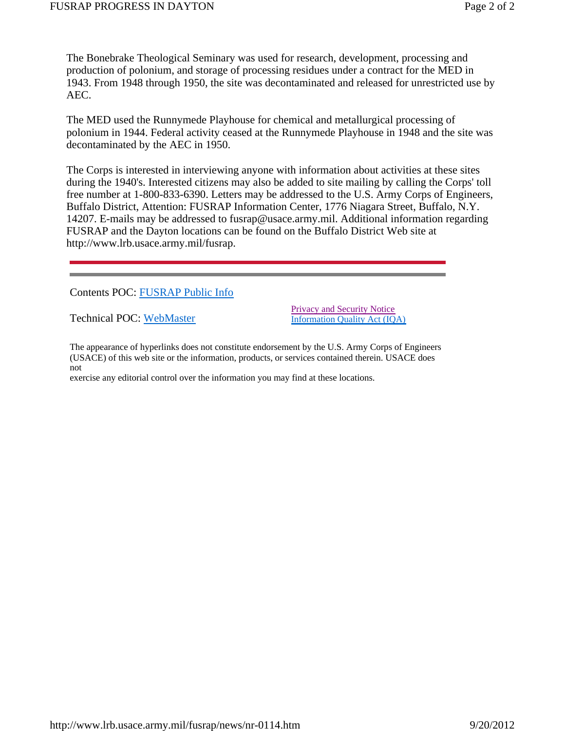The Bonebrake Theological Seminary was used for research, development, processing and production of polonium, and storage of processing residues under a contract for the MED in 1943. From 1948 through 1950, the site was decontaminated and released for unrestricted use by AEC.

The MED used the Runnymede Playhouse for chemical and metallurgical processing of polonium in 1944. Federal activity ceased at the Runnymede Playhouse in 1948 and the site was decontaminated by the AEC in 1950.

The Corps is interested in interviewing anyone with information about activities at these sites during the 1940's. Interested citizens may also be added to site mailing by calling the Corps' toll free number at 1-800-833-6390. Letters may be addressed to the U.S. Army Corps of Engineers, Buffalo District, Attention: FUSRAP Information Center, 1776 Niagara Street, Buffalo, N.Y. 14207. E-mails may be addressed to fusrap@usace.army.mil. Additional information regarding FUSRAP and the Dayton locations can be found on the Buffalo District Web site at http://www.lrb.usace.army.mil/fusrap.

---

Contents POC: FUSRAP Public Info

Technical POC: WebMaster

Privacy and Security Notice
Information Quality Act (IQA)

The appearance of hyperlinks does not constitute endorsement by the U.S. Army Corps of Engineers (USACE) of this web site or the information, products, or services contained therein. USACE does not
exercise any editorial control over the information you may find at these locations.